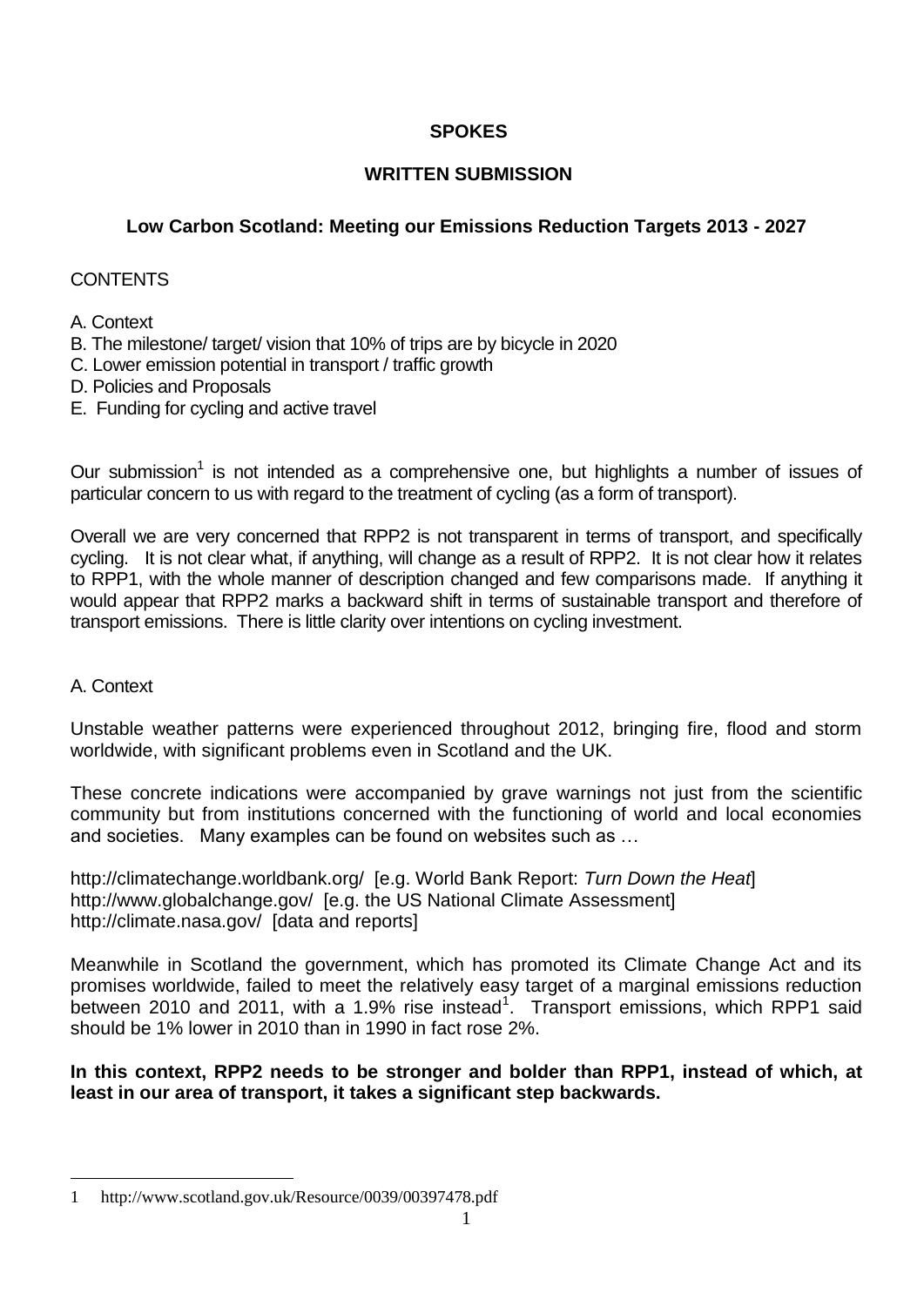**SPOKES**

**WRITTEN SUBMISSION**

**Low Carbon Scotland: Meeting our Emissions Reduction Targets 2013 - 2027**

CONTENTS

A. Context
B. The milestone/ target/ vision that 10% of trips are by bicycle in 2020
C. Lower emission potential in transport / traffic growth
D. Policies and Proposals
E. Funding for cycling and active travel

Our submission[1] is not intended as a comprehensive one, but highlights a number of issues of particular concern to us with regard to the treatment of cycling (as a form of transport).

Overall we are very concerned that RPP2 is not transparent in terms of transport, and specifically cycling. It is not clear what, if anything, will change as a result of RPP2. It is not clear how it relates to RPP1, with the whole manner of description changed and few comparisons made. If anything it would appear that RPP2 marks a backward shift in terms of sustainable transport and therefore of transport emissions. There is little clarity over intentions on cycling investment.

A. Context

Unstable weather patterns were experienced throughout 2012, bringing fire, flood and storm worldwide, with significant problems even in Scotland and the UK.

These concrete indications were accompanied by grave warnings not just from the scientific community but from institutions concerned with the functioning of world and local economies and societies. Many examples can be found on websites such as …

http://climatechange.worldbank.org/ [e.g. World Bank Report: *Turn Down the Heat*]
http://www.globalchange.gov/ [e.g. the US National Climate Assessment]
http://climate.nasa.gov/ [data and reports]

Meanwhile in Scotland the government, which has promoted its Climate Change Act and its promises worldwide, failed to meet the relatively easy target of a marginal emissions reduction between 2010 and 2011, with a 1.9% rise instead[1]. Transport emissions, which RPP1 said should be 1% lower in 2010 than in 1990 in fact rose 2%.

**In this context, RPP2 needs to be stronger and bolder than RPP1, instead of which, at least in our area of transport, it takes a significant step backwards.**

---

1 http://www.scotland.gov.uk/Resource/0039/00397478.pdf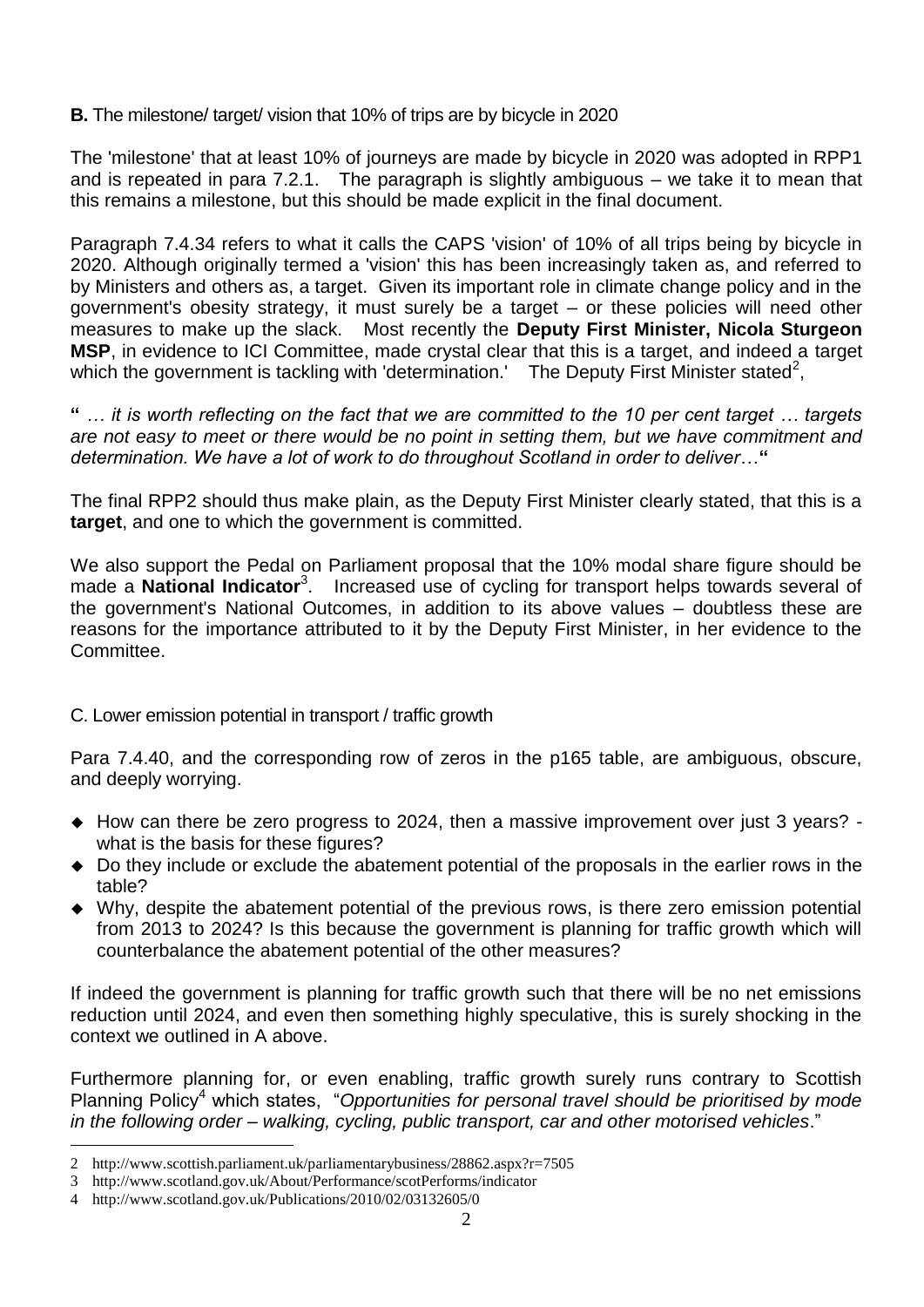**B.** The milestone/ target/ vision that 10% of trips are by bicycle in 2020

The 'milestone' that at least 10% of journeys are made by bicycle in 2020 was adopted in RPP1 and is repeated in para 7.2.1. The paragraph is slightly ambiguous – we take it to mean that this remains a milestone, but this should be made explicit in the final document.

Paragraph 7.4.34 refers to what it calls the CAPS 'vision' of 10% of all trips being by bicycle in 2020. Although originally termed a 'vision' this has been increasingly taken as, and referred to by Ministers and others as, a target. Given its important role in climate change policy and in the government's obesity strategy, it must surely be a target – or these policies will need other measures to make up the slack. Most recently the **Deputy First Minister, Nicola Sturgeon MSP**, in evidence to ICI Committee, made crystal clear that this is a target, and indeed a target which the government is tackling with 'determination.' The Deputy First Minister stated[2],

**"** *… it is worth reflecting on the fact that we are committed to the 10 per cent target … targets are not easy to meet or there would be no point in setting them, but we have commitment and determination. We have a lot of work to do throughout Scotland in order to deliver…***"**

The final RPP2 should thus make plain, as the Deputy First Minister clearly stated, that this is a **target**, and one to which the government is committed.

We also support the Pedal on Parliament proposal that the 10% modal share figure should be made a **National Indicator**[3]. Increased use of cycling for transport helps towards several of the government's National Outcomes, in addition to its above values – doubtless these are reasons for the importance attributed to it by the Deputy First Minister, in her evidence to the Committee.

C. Lower emission potential in transport / traffic growth

Para 7.4.40, and the corresponding row of zeros in the p165 table, are ambiguous, obscure, and deeply worrying.

- How can there be zero progress to 2024, then a massive improvement over just 3 years? - what is the basis for these figures?
- Do they include or exclude the abatement potential of the proposals in the earlier rows in the table?
- Why, despite the abatement potential of the previous rows, is there zero emission potential from 2013 to 2024? Is this because the government is planning for traffic growth which will counterbalance the abatement potential of the other measures?

If indeed the government is planning for traffic growth such that there will be no net emissions reduction until 2024, and even then something highly speculative, this is surely shocking in the context we outlined in A above.

Furthermore planning for, or even enabling, traffic growth surely runs contrary to Scottish Planning Policy[4] which states, "*Opportunities for personal travel should be prioritised by mode in the following order – walking, cycling, public transport, car and other motorised vehicles*."

---

2 http://www.scottish.parliament.uk/parliamentarybusiness/28862.aspx?r=7505
3 http://www.scotland.gov.uk/About/Performance/scotPerforms/indicator
4 http://www.scotland.gov.uk/Publications/2010/02/03132605/0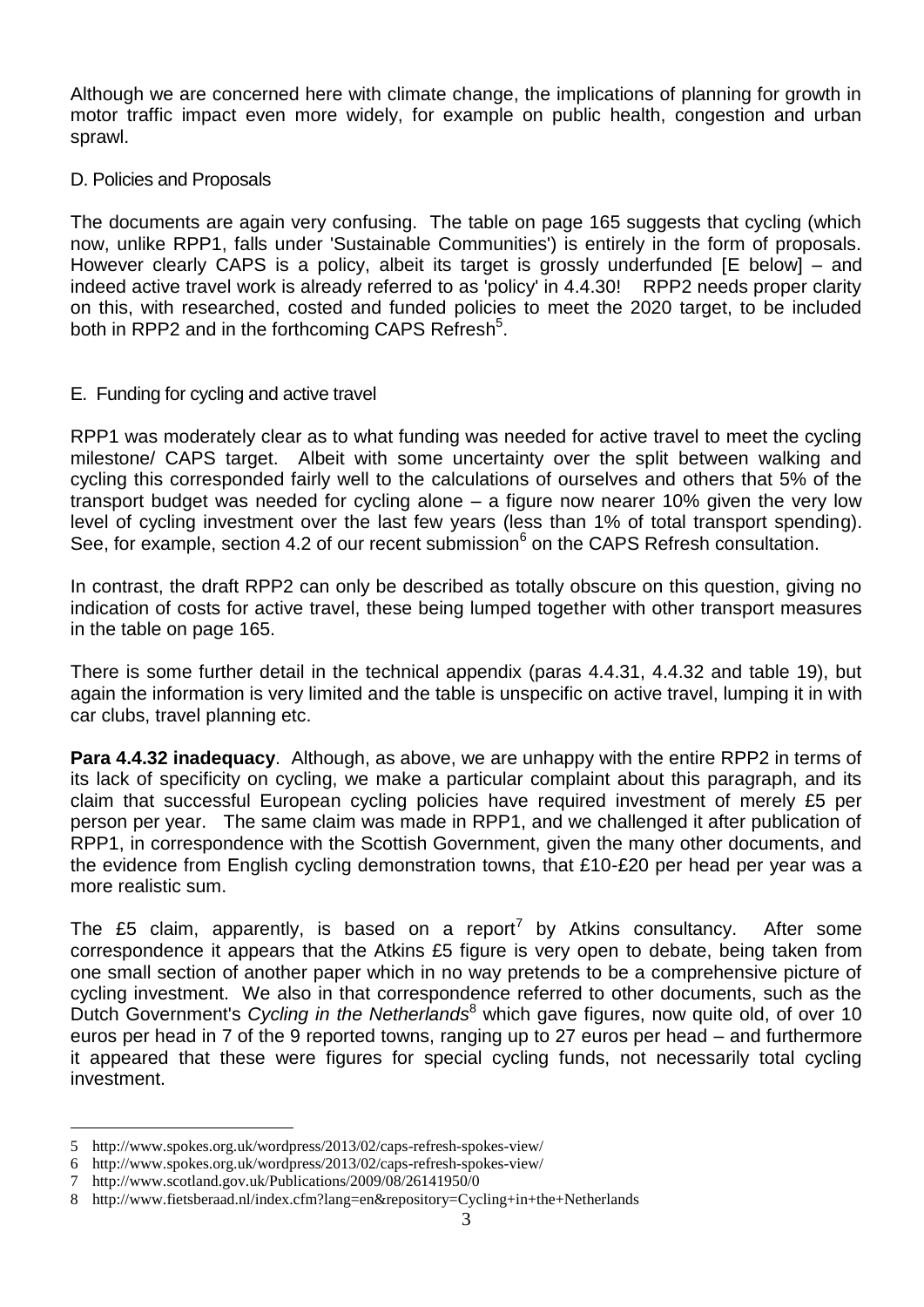Although we are concerned here with climate change, the implications of planning for growth in motor traffic impact even more widely, for example on public health, congestion and urban sprawl.

D. Policies and Proposals

The documents are again very confusing. The table on page 165 suggests that cycling (which now, unlike RPP1, falls under 'Sustainable Communities') is entirely in the form of proposals. However clearly CAPS is a policy, albeit its target is grossly underfunded [E below] – and indeed active travel work is already referred to as 'policy' in 4.4.30! RPP2 needs proper clarity on this, with researched, costed and funded policies to meet the 2020 target, to be included both in RPP2 and in the forthcoming CAPS Refresh[5].

E. Funding for cycling and active travel

RPP1 was moderately clear as to what funding was needed for active travel to meet the cycling milestone/ CAPS target. Albeit with some uncertainty over the split between walking and cycling this corresponded fairly well to the calculations of ourselves and others that 5% of the transport budget was needed for cycling alone – a figure now nearer 10% given the very low level of cycling investment over the last few years (less than 1% of total transport spending). See, for example, section 4.2 of our recent submission[6] on the CAPS Refresh consultation.

In contrast, the draft RPP2 can only be described as totally obscure on this question, giving no indication of costs for active travel, these being lumped together with other transport measures in the table on page 165.

There is some further detail in the technical appendix (paras 4.4.31, 4.4.32 and table 19), but again the information is very limited and the table is unspecific on active travel, lumping it in with car clubs, travel planning etc.

**Para 4.4.32 inadequacy**. Although, as above, we are unhappy with the entire RPP2 in terms of its lack of specificity on cycling, we make a particular complaint about this paragraph, and its claim that successful European cycling policies have required investment of merely £5 per person per year. The same claim was made in RPP1, and we challenged it after publication of RPP1, in correspondence with the Scottish Government, given the many other documents, and the evidence from English cycling demonstration towns, that £10-£20 per head per year was a more realistic sum.

The £5 claim, apparently, is based on a report[7] by Atkins consultancy. After some correspondence it appears that the Atkins £5 figure is very open to debate, being taken from one small section of another paper which in no way pretends to be a comprehensive picture of cycling investment. We also in that correspondence referred to other documents, such as the Dutch Government's *Cycling in the Netherlands*[8] which gave figures, now quite old, of over 10 euros per head in 7 of the 9 reported towns, ranging up to 27 euros per head – and furthermore it appeared that these were figures for special cycling funds, not necessarily total cycling investment.

---

5 http://www.spokes.org.uk/wordpress/2013/02/caps-refresh-spokes-view/
6 http://www.spokes.org.uk/wordpress/2013/02/caps-refresh-spokes-view/
7 http://www.scotland.gov.uk/Publications/2009/08/26141950/0
8 http://www.fietsberaad.nl/index.cfm?lang=en&repository=Cycling+in+the+Netherlands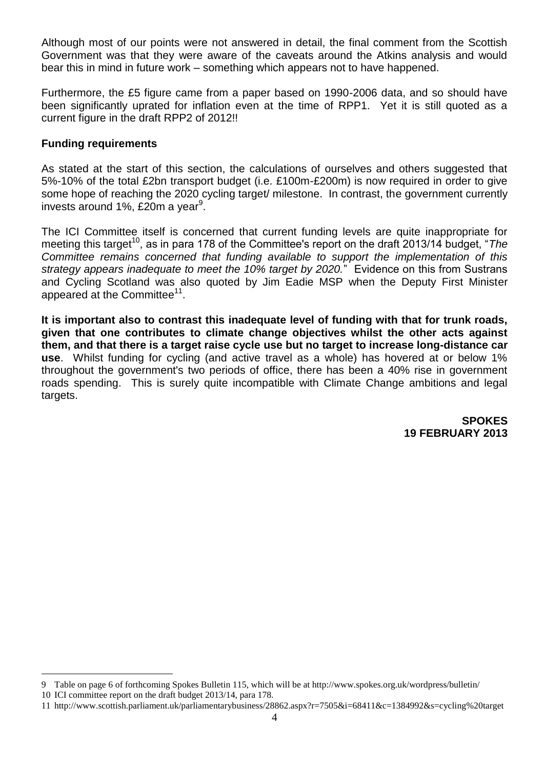Although most of our points were not answered in detail, the final comment from the Scottish Government was that they were aware of the caveats around the Atkins analysis and would bear this in mind in future work – something which appears not to have happened.

Furthermore, the £5 figure came from a paper based on 1990-2006 data, and so should have been significantly uprated for inflation even at the time of RPP1. Yet it is still quoted as a current figure in the draft RPP2 of 2012!!

### Funding requirements

As stated at the start of this section, the calculations of ourselves and others suggested that 5%-10% of the total £2bn transport budget (i.e. £100m-£200m) is now required in order to give some hope of reaching the 2020 cycling target/ milestone. In contrast, the government currently invests around 1%, £20m a year[9].

The ICI Committee itself is concerned that current funding levels are quite inappropriate for meeting this target[10], as in para 178 of the Committee's report on the draft 2013/14 budget, "*The Committee remains concerned that funding available to support the implementation of this strategy appears inadequate to meet the 10% target by 2020.*" Evidence on this from Sustrans and Cycling Scotland was also quoted by Jim Eadie MSP when the Deputy First Minister appeared at the Committee[11].

**It is important also to contrast this inadequate level of funding with that for trunk roads, given that one contributes to climate change objectives whilst the other acts against them, and that there is a target raise cycle use but no target to increase long-distance car use**. Whilst funding for cycling (and active travel as a whole) has hovered at or below 1% throughout the government's two periods of office, there has been a 40% rise in government roads spending. This is surely quite incompatible with Climate Change ambitions and legal targets.

**SPOKES**
**19 FEBRUARY 2013**

---

9 Table on page 6 of forthcoming Spokes Bulletin 115, which will be at http://www.spokes.org.uk/wordpress/bulletin/

10 ICI committee report on the draft budget 2013/14, para 178.

11 http://www.scottish.parliament.uk/parliamentarybusiness/28862.aspx?r=7505&i=68411&c=1384992&s=cycling%20target